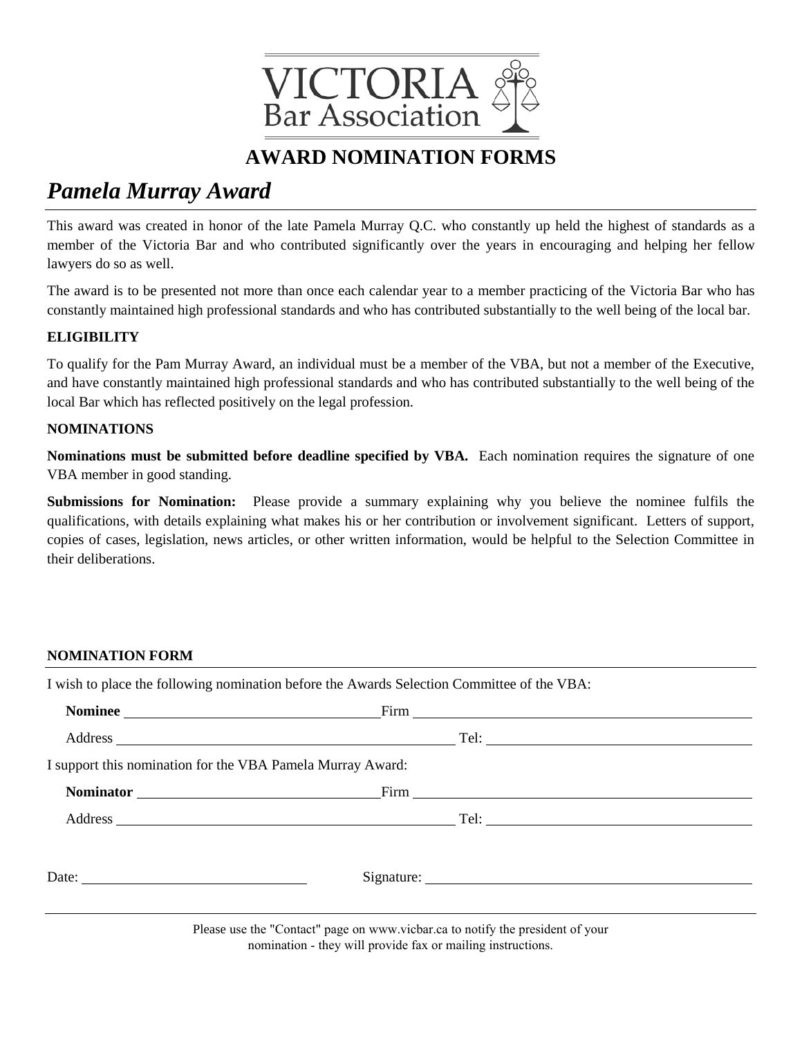VICTORIA
Bar Association

# AWARD NOMINATION FORMS

## *Pamela Murray Award*

This award was created in honor of the late Pamela Murray Q.C. who constantly up held the highest of standards as a member of the Victoria Bar and who contributed significantly over the years in encouraging and helping her fellow lawyers do so as well.

The award is to be presented not more than once each calendar year to a member practicing of the Victoria Bar who has constantly maintained high professional standards and who has contributed substantially to the well being of the local bar.

### ELIGIBILITY

To qualify for the Pam Murray Award, an individual must be a member of the VBA, but not a member of the Executive, and have constantly maintained high professional standards and who has contributed substantially to the well being of the local Bar which has reflected positively on the legal profession.

### NOMINATIONS

**Nominations must be submitted before deadline specified by VBA.** Each nomination requires the signature of one VBA member in good standing.

**Submissions for Nomination:** Please provide a summary explaining why you believe the nominee fulfils the qualifications, with details explaining what makes his or her contribution or involvement significant. Letters of support, copies of cases, legislation, news articles, or other written information, would be helpful to the Selection Committee in their deliberations.

### NOMINATION FORM

I wish to place the following nomination before the Awards Selection Committee of the VBA:

**Nominee** ______________________ Firm ______________________

Address ______________________ Tel: ______________________

I support this nomination for the VBA Pamela Murray Award:

**Nominator** ______________________ Firm ______________________

Address ______________________ Tel: ______________________

Date: ______________________ Signature: ______________________

Please use the "Contact" page on www.vicbar.ca to notify the president of your nomination - they will provide fax or mailing instructions.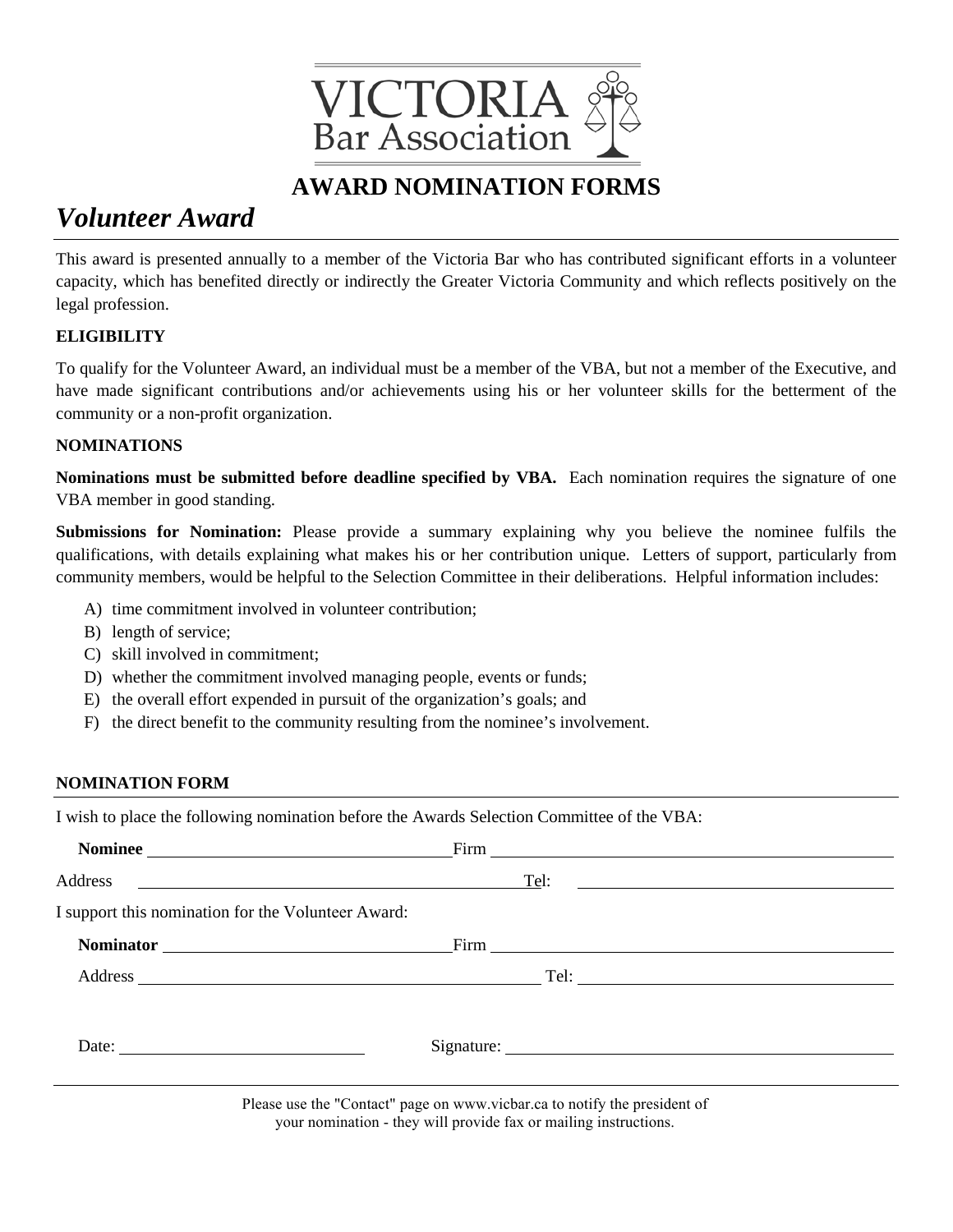VICTORIA Bar Association

# AWARD NOMINATION FORMS

## *Volunteer Award*

This award is presented annually to a member of the Victoria Bar who has contributed significant efforts in a volunteer capacity, which has benefited directly or indirectly the Greater Victoria Community and which reflects positively on the legal profession.

### ELIGIBILITY

To qualify for the Volunteer Award, an individual must be a member of the VBA, but not a member of the Executive, and have made significant contributions and/or achievements using his or her volunteer skills for the betterment of the community or a non-profit organization.

### NOMINATIONS

**Nominations must be submitted before deadline specified by VBA.** Each nomination requires the signature of one VBA member in good standing.

**Submissions for Nomination:** Please provide a summary explaining why you believe the nominee fulfils the qualifications, with details explaining what makes his or her contribution unique. Letters of support, particularly from community members, would be helpful to the Selection Committee in their deliberations. Helpful information includes:

A) time commitment involved in volunteer contribution;
B) length of service;
C) skill involved in commitment;
D) whether the commitment involved managing people, events or funds;
E) the overall effort expended in pursuit of the organization's goals; and
F) the direct benefit to the community resulting from the nominee's involvement.

### NOMINATION FORM

I wish to place the following nomination before the Awards Selection Committee of the VBA:

**Nominee** ______________________ Firm ______________________

Address ______________________ Tel: ______________________

I support this nomination for the Volunteer Award:

**Nominator** ______________________ Firm ______________________

Address ______________________ Tel: ______________________

Date: ______________________ Signature: ______________________

Please use the "Contact" page on www.vicbar.ca to notify the president of your nomination - they will provide fax or mailing instructions.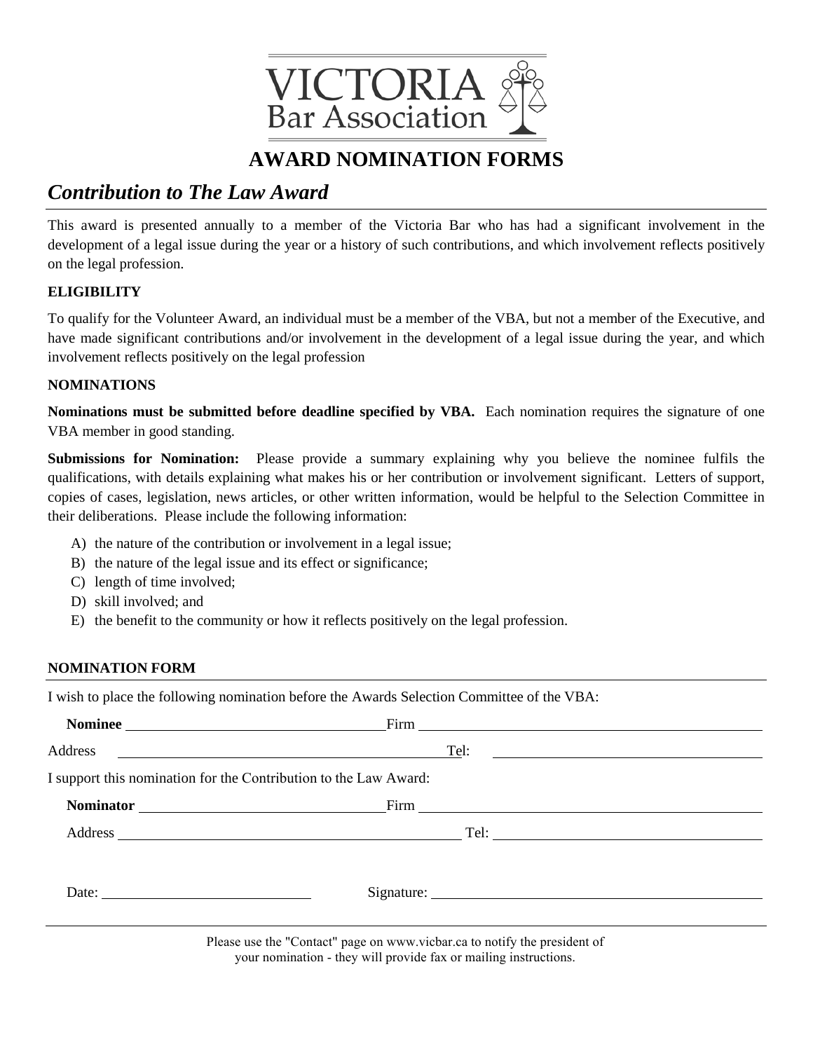# VICTORIA Bar Association

## AWARD NOMINATION FORMS

### *Contribution to The Law Award*

This award is presented annually to a member of the Victoria Bar who has had a significant involvement in the development of a legal issue during the year or a history of such contributions, and which involvement reflects positively on the legal profession.

**ELIGIBILITY**

To qualify for the Volunteer Award, an individual must be a member of the VBA, but not a member of the Executive, and have made significant contributions and/or involvement in the development of a legal issue during the year, and which involvement reflects positively on the legal profession

**NOMINATIONS**

**Nominations must be submitted before deadline specified by VBA.** Each nomination requires the signature of one VBA member in good standing.

**Submissions for Nomination:** Please provide a summary explaining why you believe the nominee fulfils the qualifications, with details explaining what makes his or her contribution or involvement significant. Letters of support, copies of cases, legislation, news articles, or other written information, would be helpful to the Selection Committee in their deliberations. Please include the following information:

A) the nature of the contribution or involvement in a legal issue;
B) the nature of the legal issue and its effect or significance;
C) length of time involved;
D) skill involved; and
E) the benefit to the community or how it reflects positively on the legal profession.

**NOMINATION FORM**

I wish to place the following nomination before the Awards Selection Committee of the VBA:

**Nominee** ______________________ Firm ______________________

Address ______________________ Tel: ______________________

I support this nomination for the Contribution to the Law Award:

**Nominator** ______________________ Firm ______________________

Address ______________________ Tel: ______________________

Date: ______________________ Signature: ______________________

Please use the "Contact" page on www.vicbar.ca to notify the president of your nomination - they will provide fax or mailing instructions.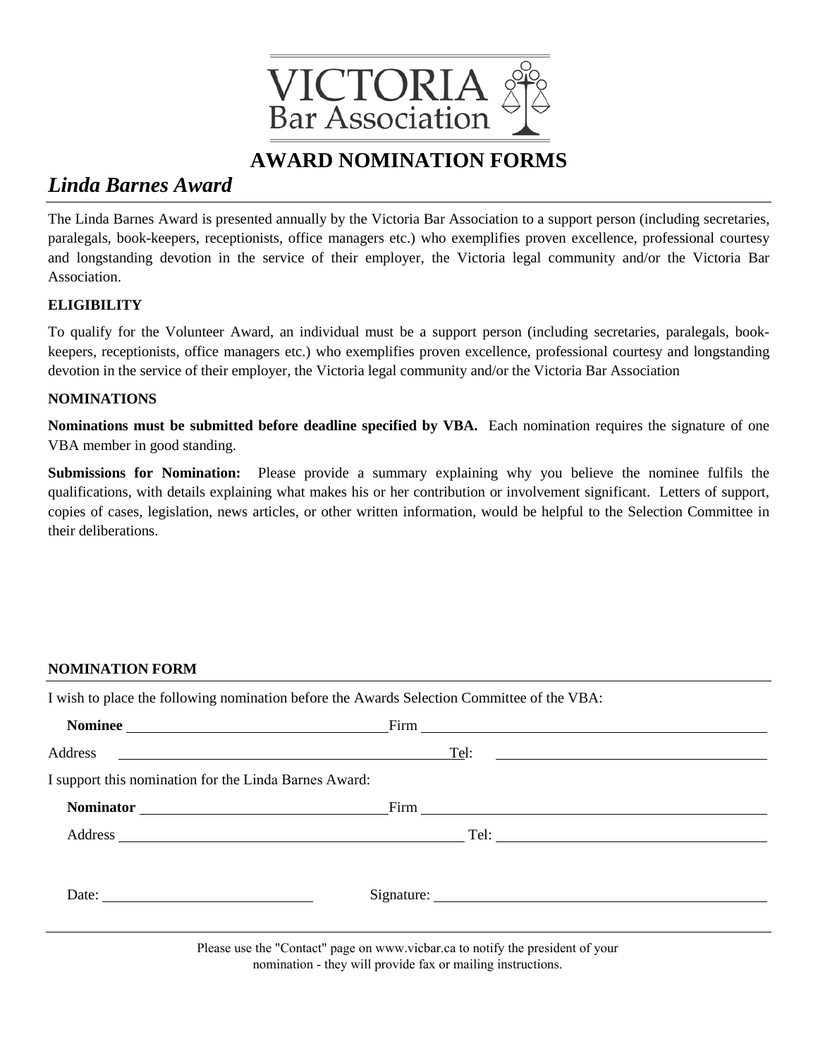VICTORIA
Bar Association

# AWARD NOMINATION FORMS

## *Linda Barnes Award*

The Linda Barnes Award is presented annually by the Victoria Bar Association to a support person (including secretaries, paralegals, book-keepers, receptionists, office managers etc.) who exemplifies proven excellence, professional courtesy and longstanding devotion in the service of their employer, the Victoria legal community and/or the Victoria Bar Association.

### ELIGIBILITY

To qualify for the Volunteer Award, an individual must be a support person (including secretaries, paralegals, book-keepers, receptionists, office managers etc.) who exemplifies proven excellence, professional courtesy and longstanding devotion in the service of their employer, the Victoria legal community and/or the Victoria Bar Association

### NOMINATIONS

**Nominations must be submitted before deadline specified by VBA.** Each nomination requires the signature of one VBA member in good standing.

**Submissions for Nomination:** Please provide a summary explaining why you believe the nominee fulfils the qualifications, with details explaining what makes his or her contribution or involvement significant. Letters of support, copies of cases, legislation, news articles, or other written information, would be helpful to the Selection Committee in their deliberations.

### NOMINATION FORM

I wish to place the following nomination before the Awards Selection Committee of the VBA:

**Nominee** ______________________ Firm ______________________

Address ______________________ Tel: ______________________

I support this nomination for the Linda Barnes Award:

**Nominator** ______________________ Firm ______________________

Address ______________________ Tel: ______________________

Date: ______________________ Signature: ______________________

Please use the "Contact" page on www.vicbar.ca to notify the president of your nomination - they will provide fax or mailing instructions.